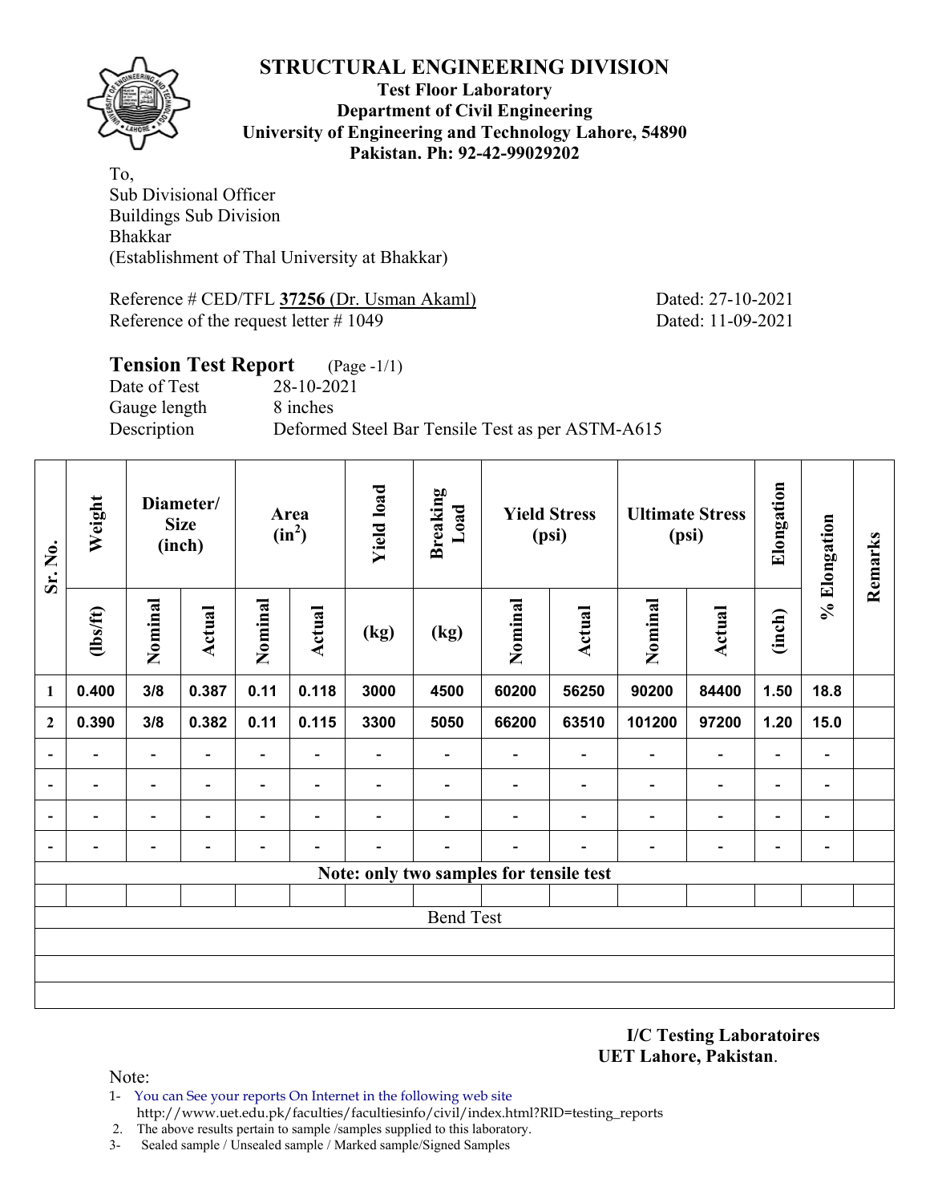# STRUCTURAL ENGINEERING DIVISION

**Test Floor Laboratory**
**Department of Civil Engineering**
**University of Engineering and Technology Lahore, 54890**
**Pakistan. Ph: 92-42-99029202**

To,
Sub Divisional Officer
Buildings Sub Division
Bhakkar
(Establishment of Thal University at Bhakkar)

Reference # CED/TFL **37256** (Dr. Usman Akaml) Dated: 27-10-2021
Reference of the request letter # 1049 Dated: 11-09-2021

## Tension Test Report (Page -1/1)

Date of Test 28-10-2021
Gauge length 8 inches
Description Deformed Steel Bar Tensile Test as per ASTM-A615

| Sr. No. | Weight | Diameter/ Size (inch) | | Area ($in^2$) | | Yield load | Breaking Load | Yield Stress (psi) | | Ultimate Stress (psi) | | Elongation | % Elongation | Remarks |
|---|---|---|---|---|---|---|---|---|---|---|---|---|---|---|
| | (lbs/ft) | Nominal | Actual | Nominal | Actual | (kg) | (kg) | Nominal | Actual | Nominal | Actual | (inch) | | |
| **1** | **0.400** | **3/8** | **0.387** | **0.11** | **0.118** | **3000** | **4500** | **60200** | **56250** | **90200** | **84400** | **1.50** | **18.8** | |
| **2** | **0.390** | **3/8** | **0.382** | **0.11** | **0.115** | **3300** | **5050** | **66200** | **63510** | **101200** | **97200** | **1.20** | **15.0** | |
| - | - | - | - | - | - | - | - | - | - | - | - | - | - | |
| - | - | - | - | - | - | - | - | - | - | - | - | - | - | |
| - | - | - | - | - | - | - | - | - | - | - | - | - | - | |
| - | - | - | - | - | - | - | - | - | - | - | - | - | - | |
| **Note: only two samples for tensile test** | | | | | | | | | | | | | | |
| | | | | | | | | | | | | | | |
| Bend Test | | | | | | | | | | | | | | |
| | | | | | | | | | | | | | | |
| | | | | | | | | | | | | | | |
| | | | | | | | | | | | | | | |

**I/C Testing Laboratoires**
**UET Lahore, Pakistan**.

Note:

1- You can See your reports On Internet in the following web site
http://www.uet.edu.pk/faculties/facultiesinfo/civil/index.html?RID=testing_reports

2. The above results pertain to sample /samples supplied to this laboratory.

3- Sealed sample / Unsealed sample / Marked sample/Signed Samples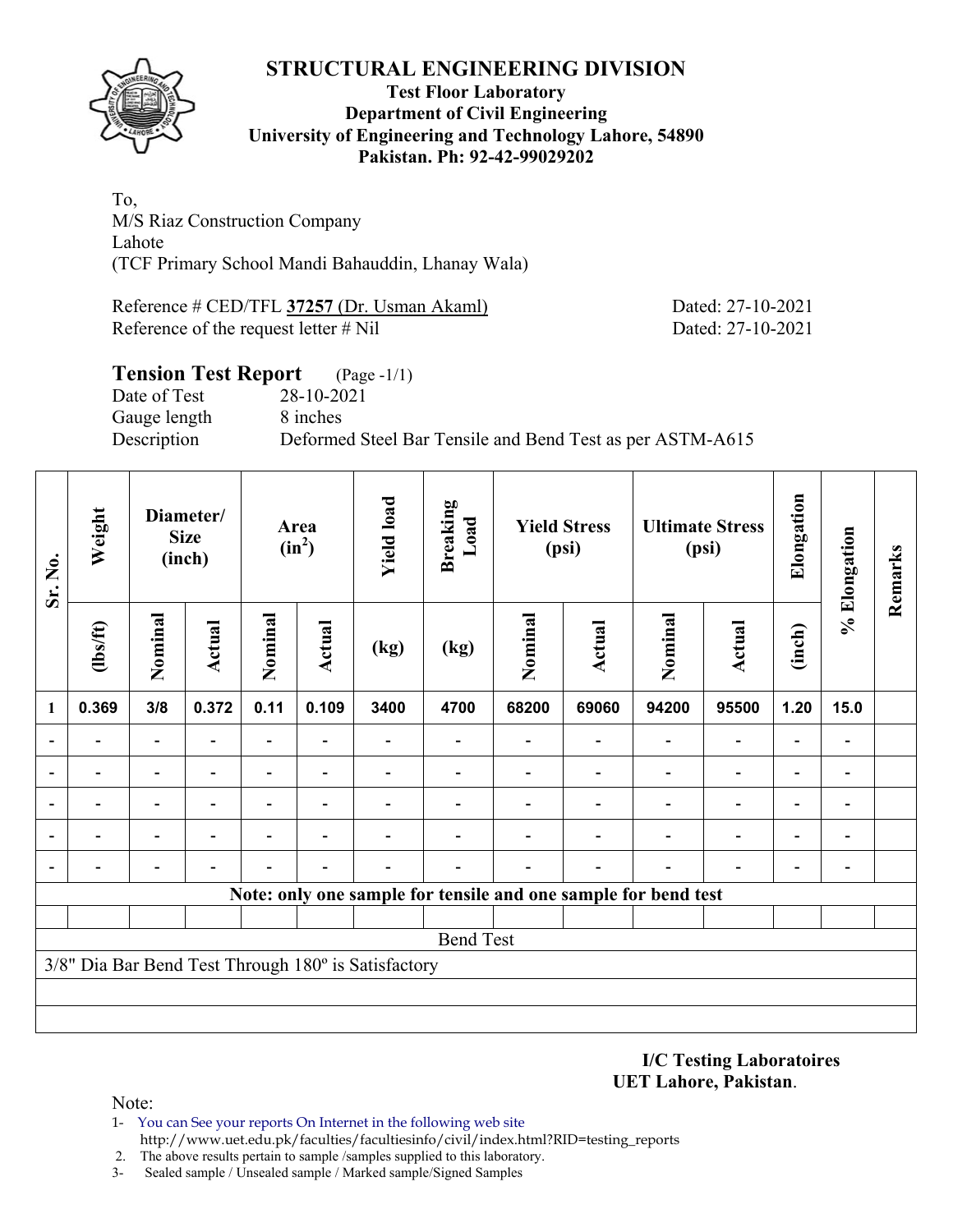# STRUCTURAL ENGINEERING DIVISION

**Test Floor Laboratory**
**Department of Civil Engineering**
**University of Engineering and Technology Lahore, 54890**
**Pakistan. Ph: 92-42-99029202**

To,
M/S Riaz Construction Company
Lahote
(TCF Primary School Mandi Bahauddin, Lhanay Wala)

Reference # CED/TFL **37257** (Dr. Usman Akaml) Dated: 27-10-2021
Reference of the request letter # Nil Dated: 27-10-2021

## Tension Test Report (Page -1/1)

Date of Test 28-10-2021
Gauge length 8 inches
Description Deformed Steel Bar Tensile and Bend Test as per ASTM-A615

| Sr. No. | Weight | Diameter/ Size (inch) | | Area ($in^2$) | | Yield load | Breaking Load | Yield Stress (psi) | | Ultimate Stress (psi) | | Elongation | % Elongation | Remarks |
|---|---|---|---|---|---|---|---|---|---|---|---|---|---|---|
| | (lbs/ft) | Nominal | Actual | Nominal | Actual | (kg) | (kg) | Nominal | Actual | Nominal | Actual | (inch) | | |
| 1 | 0.369 | 3/8 | 0.372 | 0.11 | 0.109 | 3400 | 4700 | 68200 | 69060 | 94200 | 95500 | 1.20 | 15.0 | |
| - | - | - | - | - | - | - | - | - | - | - | - | - | - | |
| - | - | - | - | - | - | - | - | - | - | - | - | - | - | |
| - | - | - | - | - | - | - | - | - | - | - | - | - | - | |
| - | - | - | - | - | - | - | - | - | - | - | - | - | - | |
| - | - | - | - | - | - | - | - | - | - | - | - | - | - | |
| **Note: only one sample for tensile and one sample for bend test** | | | | | | | | | | | | | | |
| | | | | | | | | | | | | | | |
| Bend Test | | | | | | | | | | | | | | |
| 3/8" Dia Bar Bend Test Through 180º is Satisfactory | | | | | | | | | | | | | | |

**I/C Testing Laboratoires**
**UET Lahore, Pakistan**.

Note:
1- You can See your reports On Internet in the following web site
http://www.uet.edu.pk/faculties/facultiesinfo/civil/index.html?RID=testing_reports
2. The above results pertain to sample /samples supplied to this laboratory.
3- Sealed sample / Unsealed sample / Marked sample/Signed Samples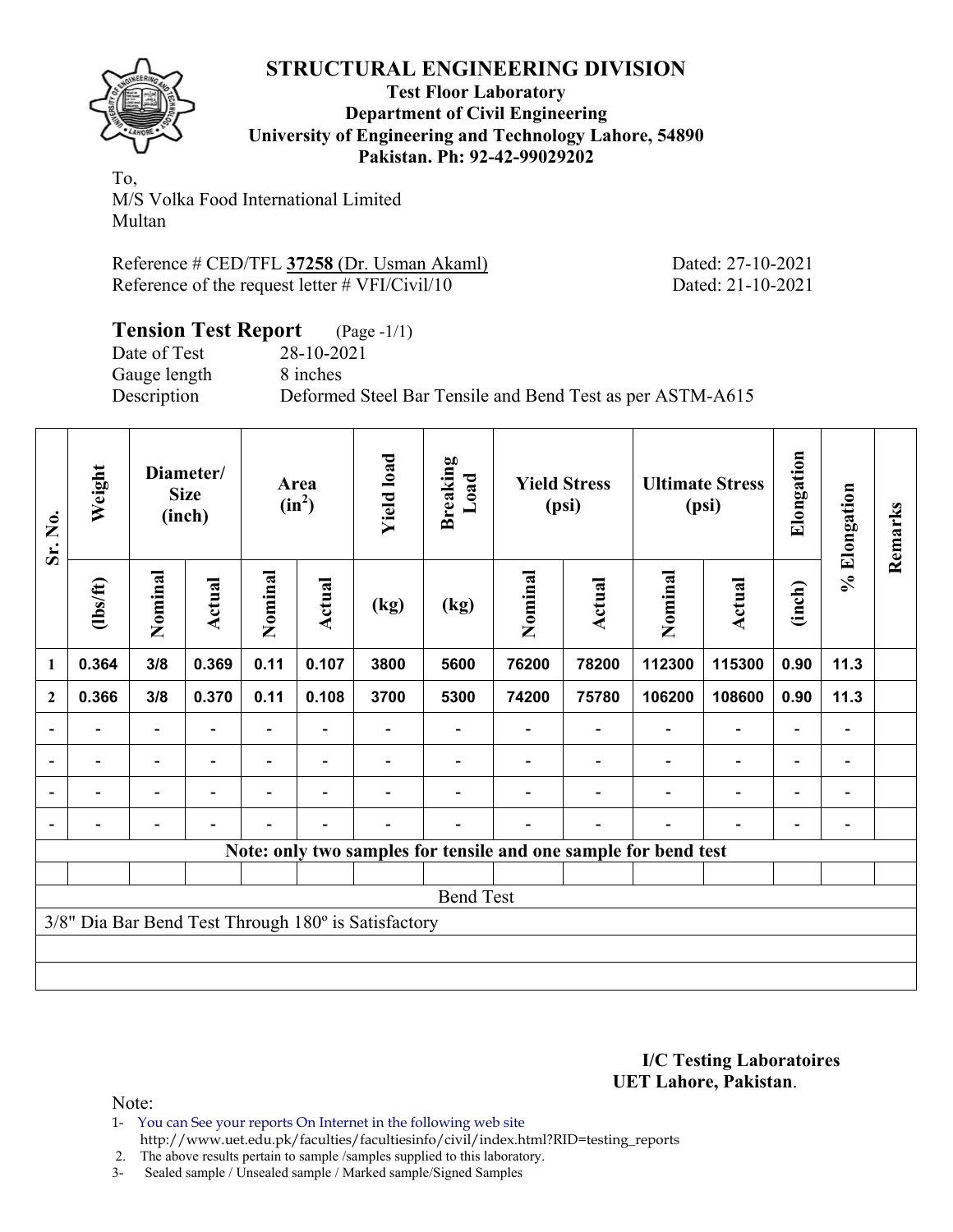# STRUCTURAL ENGINEERING DIVISION

**Test Floor Laboratory**
**Department of Civil Engineering**
**University of Engineering and Technology Lahore, 54890**
**Pakistan. Ph: 92-42-99029202**

To,
M/S Volka Food International Limited
Multan

Reference # CED/TFL **37258** (Dr. Usman Akaml) Dated: 27-10-2021
Reference of the request letter # VFI/Civil/10 Dated: 21-10-2021

## Tension Test Report (Page -1/1)

Date of Test 28-10-2021
Gauge length 8 inches
Description Deformed Steel Bar Tensile and Bend Test as per ASTM-A615

| Sr. No. | Weight | Diameter/ Size (inch) | | Area ($in^2$) | | Yield load | Breaking Load | Yield Stress (psi) | | Ultimate Stress (psi) | | Elongation | % Elongation | Remarks |
|---|---|---|---|---|---|---|---|---|---|---|---|---|---|---|
| | (lbs/ft) | Nominal | Actual | Nominal | Actual | (kg) | (kg) | Nominal | Actual | Nominal | Actual | (inch) | | |
| 1 | 0.364 | 3/8 | 0.369 | 0.11 | 0.107 | 3800 | 5600 | 76200 | 78200 | 112300 | 115300 | 0.90 | 11.3 | |
| 2 | 0.366 | 3/8 | 0.370 | 0.11 | 0.108 | 3700 | 5300 | 74200 | 75780 | 106200 | 108600 | 0.90 | 11.3 | |
| - | - | - | - | - | - | - | - | - | - | - | - | - | - | |
| - | - | - | - | - | - | - | - | - | - | - | - | - | - | |
| - | - | - | - | - | - | - | - | - | - | - | - | - | - | |
| - | - | - | - | - | - | - | - | - | - | - | - | - | - | |

**Note: only two samples for tensile and one sample for bend test**

Bend Test

3/8" Dia Bar Bend Test Through 180º is Satisfactory

**I/C Testing Laboratoires**
**UET Lahore, Pakistan**.

Note:

1- You can See your reports On Internet in the following web site
http://www.uet.edu.pk/faculties/facultiesinfo/civil/index.html?RID=testing_reports
2. The above results pertain to sample /samples supplied to this laboratory.
3- Sealed sample / Unsealed sample / Marked sample/Signed Samples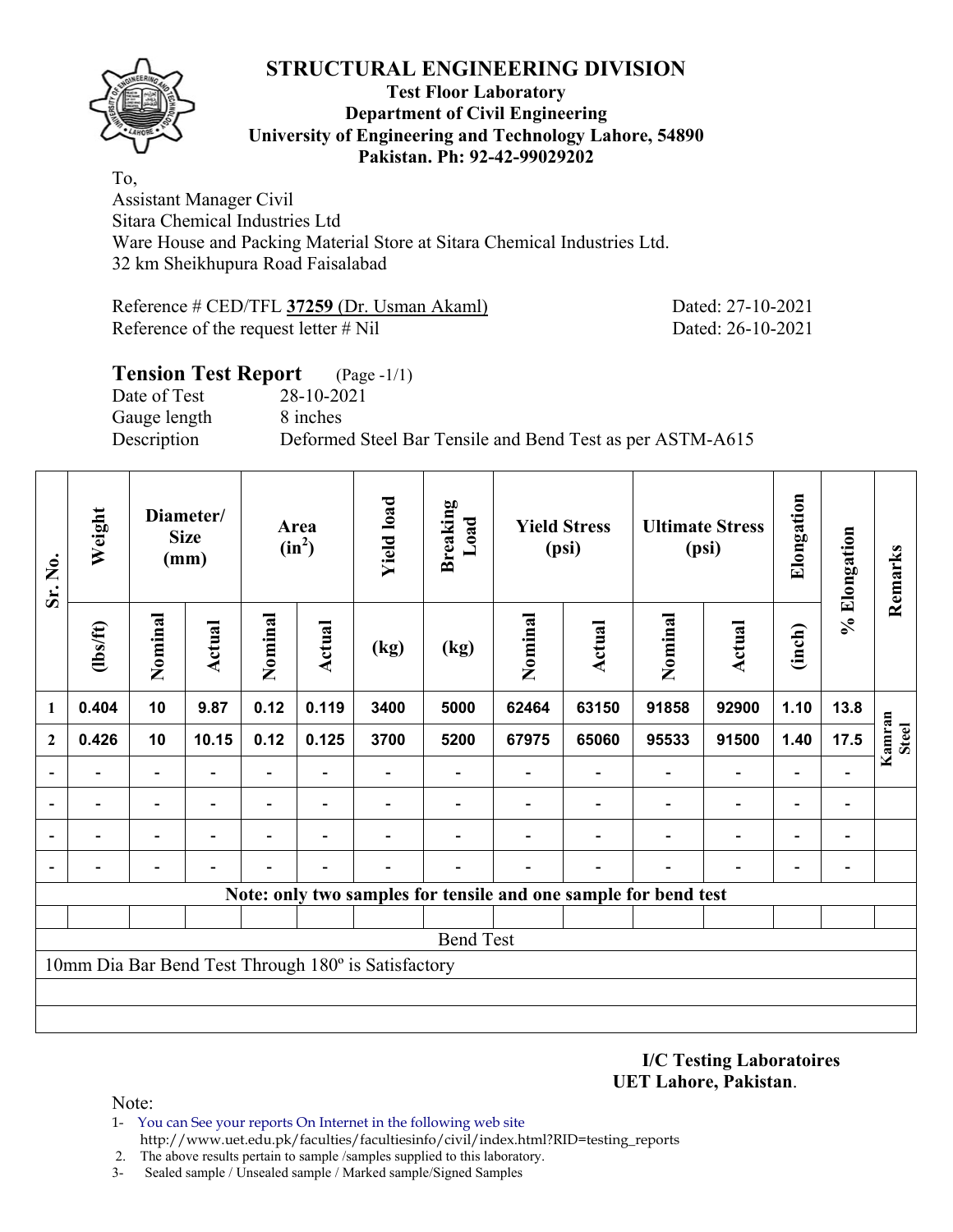# STRUCTURAL ENGINEERING DIVISION

**Test Floor Laboratory**
**Department of Civil Engineering**
**University of Engineering and Technology Lahore, 54890**
**Pakistan. Ph: 92-42-99029202**

To,
Assistant Manager Civil
Sitara Chemical Industries Ltd
Ware House and Packing Material Store at Sitara Chemical Industries Ltd.
32 km Sheikhupura Road Faisalabad

Reference # CED/TFL **37259** (Dr. Usman Akaml) Dated: 27-10-2021
Reference of the request letter # Nil Dated: 26-10-2021

## Tension Test Report (Page -1/1)

Date of Test 28-10-2021
Gauge length 8 inches
Description Deformed Steel Bar Tensile and Bend Test as per ASTM-A615

| Sr. No. | Weight | Diameter/ Size (mm) | | Area ($in^2$) | | Yield load | Breaking Load | Yield Stress (psi) | | Ultimate Stress (psi) | | Elongation | % Elongation | Remarks |
|---|---|---|---|---|---|---|---|---|---|---|---|---|---|---|
| | (lbs/ft) | Nominal | Actual | Nominal | Actual | (kg) | (kg) | Nominal | Actual | Nominal | Actual | (inch) | | |
| 1 | 0.404 | 10 | 9.87 | 0.12 | 0.119 | 3400 | 5000 | 62464 | 63150 | 91858 | 92900 | 1.10 | 13.8 | Kamran Steel |
| 2 | 0.426 | 10 | 10.15 | 0.12 | 0.125 | 3700 | 5200 | 67975 | 65060 | 95533 | 91500 | 1.40 | 17.5 | |
| - | - | - | - | - | - | - | - | - | - | - | - | - | - | |
| - | - | - | - | - | - | - | - | - | - | - | - | - | - | |
| - | - | - | - | - | - | - | - | - | - | - | - | - | - | |
| - | - | - | - | - | - | - | - | - | - | - | - | - | - | |
| **Note: only two samples for tensile and one sample for bend test** | | | | | | | | | | | | | | |
| Bend Test | | | | | | | | | | | | | | |
| 10mm Dia Bar Bend Test Through 180º is Satisfactory | | | | | | | | | | | | | | |

**I/C Testing Laboratoires**
**UET Lahore, Pakistan**.

Note:
1- You can See your reports On Internet in the following web site
http://www.uet.edu.pk/faculties/facultiesinfo/civil/index.html?RID=testing_reports
2. The above results pertain to sample /samples supplied to this laboratory.
3- Sealed sample / Unsealed sample / Marked sample/Signed Samples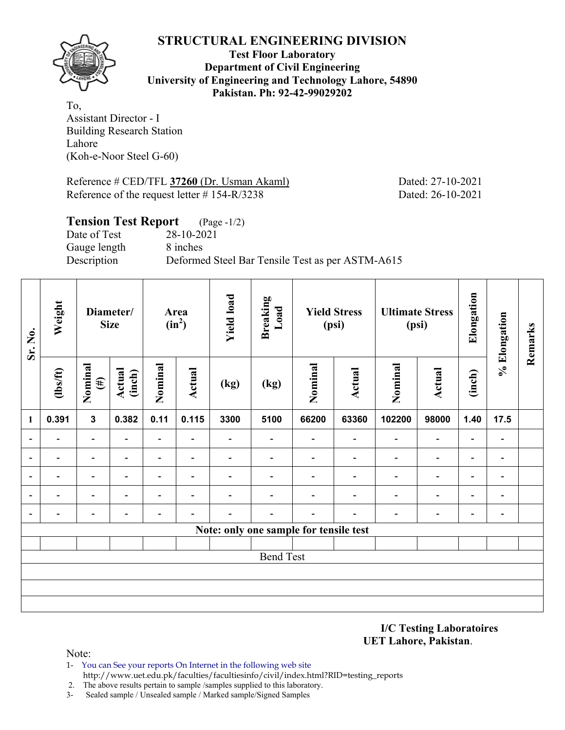# STRUCTURAL ENGINEERING DIVISION

**Test Floor Laboratory**
**Department of Civil Engineering**
**University of Engineering and Technology Lahore, 54890**
**Pakistan. Ph: 92-42-99029202**

To,
Assistant Director - I
Building Research Station
Lahore
(Koh-e-Noor Steel G-60)

Reference # CED/TFL **37260** (Dr. Usman Akaml) Dated: 27-10-2021
Reference of the request letter # 154-R/3238 Dated: 26-10-2021

## Tension Test Report (Page -1/2)

Date of Test 28-10-2021
Gauge length 8 inches
Description Deformed Steel Bar Tensile Test as per ASTM-A615

| Sr. No. | Weight | Diameter/ Size | | Area ($in^2$) | | Yield load | Breaking Load | Yield Stress (psi) | | Ultimate Stress (psi) | | Elongation | % Elongation | Remarks |
|---|---|---|---|---|---|---|---|---|---|---|---|---|---|---|
| | (lbs/ft) | Nominal (#) | Actual (inch) | Nominal | Actual | (kg) | (kg) | Nominal | Actual | Nominal | Actual | (inch) | | |
| 1 | 0.391 | 3 | 0.382 | 0.11 | 0.115 | 3300 | 5100 | 66200 | 63360 | 102200 | 98000 | 1.40 | 17.5 | |
| - | - | - | - | - | - | - | - | - | - | - | - | - | - | |
| - | - | - | - | - | - | - | - | - | - | - | - | - | - | |
| - | - | - | - | - | - | - | - | - | - | - | - | - | - | |
| - | - | - | - | - | - | - | - | - | - | - | - | - | - | |
| - | - | - | - | - | - | - | - | - | - | - | - | - | - | |
| **Note: only one sample for tensile test** | | | | | | | | | | | | | | |
| | | | | | | | | | | | | | | |
| Bend Test | | | | | | | | | | | | | | |

**I/C Testing Laboratoires**
**UET Lahore, Pakistan**.

Note:
1- You can See your reports On Internet in the following web site
http://www.uet.edu.pk/faculties/facultiesinfo/civil/index.html?RID=testing_reports
2. The above results pertain to sample /samples supplied to this laboratory.
3- Sealed sample / Unsealed sample / Marked sample/Signed Samples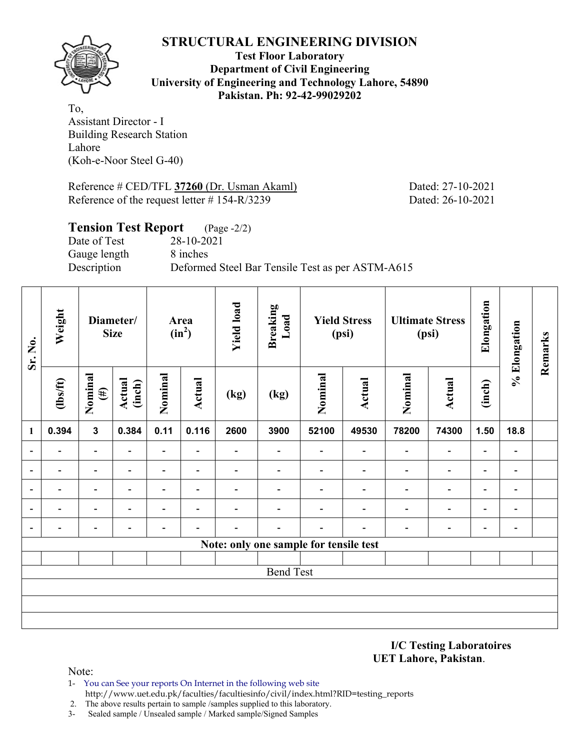# STRUCTURAL ENGINEERING DIVISION

**Test Floor Laboratory**
**Department of Civil Engineering**
**University of Engineering and Technology Lahore, 54890**
**Pakistan. Ph: 92-42-99029202**

To,
Assistant Director - I
Building Research Station
Lahore
(Koh-e-Noor Steel G-40)

Reference # CED/TFL **37260** (Dr. Usman Akaml) Dated: 27-10-2021
Reference of the request letter # 154-R/3239 Dated: 26-10-2021

## Tension Test Report (Page -2/2)

Date of Test 28-10-2021
Gauge length 8 inches
Description Deformed Steel Bar Tensile Test as per ASTM-A615

| Sr. No. | Weight | Diameter/ Size | | Area ($in^2$) | | Yield load | Breaking Load | Yield Stress (psi) | | Ultimate Stress (psi) | | Elongation | % Elongation | Remarks |
|---|---|---|---|---|---|---|---|---|---|---|---|---|---|---|
| | (lbs/ft) | Nominal (#) | Actual (inch) | Nominal | Actual | (kg) | (kg) | Nominal | Actual | Nominal | Actual | (inch) | | |
| 1 | 0.394 | 3 | 0.384 | 0.11 | 0.116 | 2600 | 3900 | 52100 | 49530 | 78200 | 74300 | 1.50 | 18.8 | |
| - | - | - | - | - | - | - | - | - | - | - | - | - | - | |
| - | - | - | - | - | - | - | - | - | - | - | - | - | - | |
| - | - | - | - | - | - | - | - | - | - | - | - | - | - | |
| - | - | - | - | - | - | - | - | - | - | - | - | - | - | |
| - | - | - | - | - | - | - | - | - | - | - | - | - | - | |
| **Note: only one sample for tensile test** | | | | | | | | | | | | | | |
| | | | | | | | | | | | | | | |
| Bend Test | | | | | | | | | | | | | | |

**I/C Testing Laboratoires**
**UET Lahore, Pakistan**.

Note:
1- You can See your reports On Internet in the following web site
http://www.uet.edu.pk/faculties/facultiesinfo/civil/index.html?RID=testing_reports
2. The above results pertain to sample /samples supplied to this laboratory.
3- Sealed sample / Unsealed sample / Marked sample/Signed Samples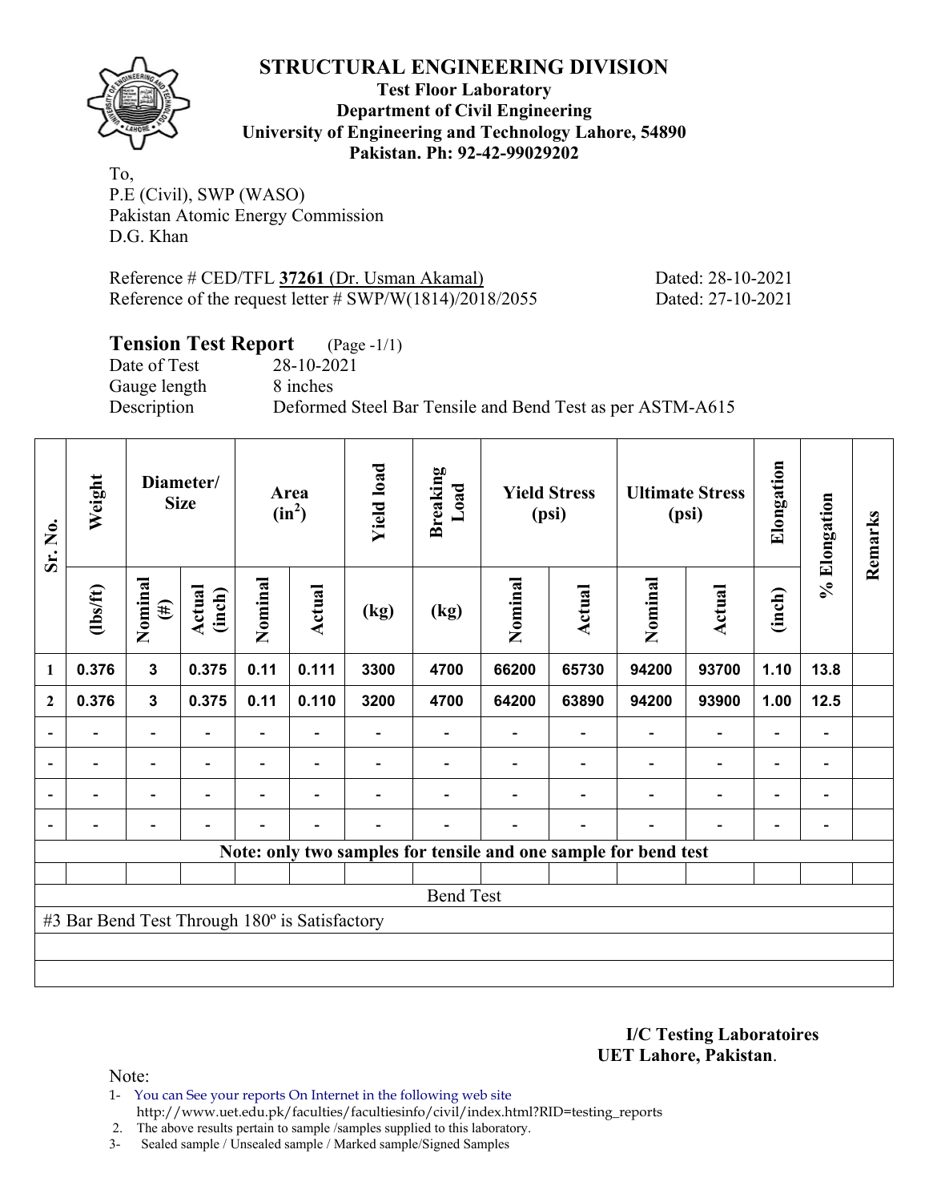# STRUCTURAL ENGINEERING DIVISION

**Test Floor Laboratory**
**Department of Civil Engineering**
**University of Engineering and Technology Lahore, 54890**
**Pakistan. Ph: 92-42-99029202**

To,
P.E (Civil), SWP (WASO)
Pakistan Atomic Energy Commission
D.G. Khan

Reference # CED/TFL **37261** (Dr. Usman Akamal) Dated: 28-10-2021
Reference of the request letter # SWP/W(1814)/2018/2055 Dated: 27-10-2021

## Tension Test Report (Page -1/1)

Date of Test 28-10-2021
Gauge length 8 inches
Description Deformed Steel Bar Tensile and Bend Test as per ASTM-A615

| Sr. No. | Weight | Diameter/ Size | | Area ($in^2$) | | Yield load | Breaking Load | Yield Stress (psi) | | Ultimate Stress (psi) | | Elongation | % Elongation | Remarks |
|---|---|---|---|---|---|---|---|---|---|---|---|---|---|---|
| | (lbs/ft) | Nominal (#) | Actual (inch) | Nominal | Actual | (kg) | (kg) | Nominal | Actual | Nominal | Actual | (inch) | | |
| 1 | 0.376 | 3 | 0.375 | 0.11 | 0.111 | 3300 | 4700 | 66200 | 65730 | 94200 | 93700 | 1.10 | 13.8 | |
| 2 | 0.376 | 3 | 0.375 | 0.11 | 0.110 | 3200 | 4700 | 64200 | 63890 | 94200 | 93900 | 1.00 | 12.5 | |
| - | - | - | - | - | - | - | - | - | - | - | - | - | - | |
| - | - | - | - | - | - | - | - | - | - | - | - | - | - | |
| - | - | - | - | - | - | - | - | - | - | - | - | - | - | |
| - | - | - | - | - | - | - | - | - | - | - | - | - | - | |
| Note: only two samples for tensile and one sample for bend test | | | | | | | | | | | | | | |
| | | | | | | | | | | | | | | |
| Bend Test | | | | | | | | | | | | | | |
| #3 Bar Bend Test Through 180º is Satisfactory | | | | | | | | | | | | | | |

**I/C Testing Laboratoires**
**UET Lahore, Pakistan**.

Note:
1- You can See your reports On Internet in the following web site
http://www.uet.edu.pk/faculties/facultiesinfo/civil/index.html?RID=testing_reports
2. The above results pertain to sample /samples supplied to this laboratory.
3- Sealed sample / Unsealed sample / Marked sample/Signed Samples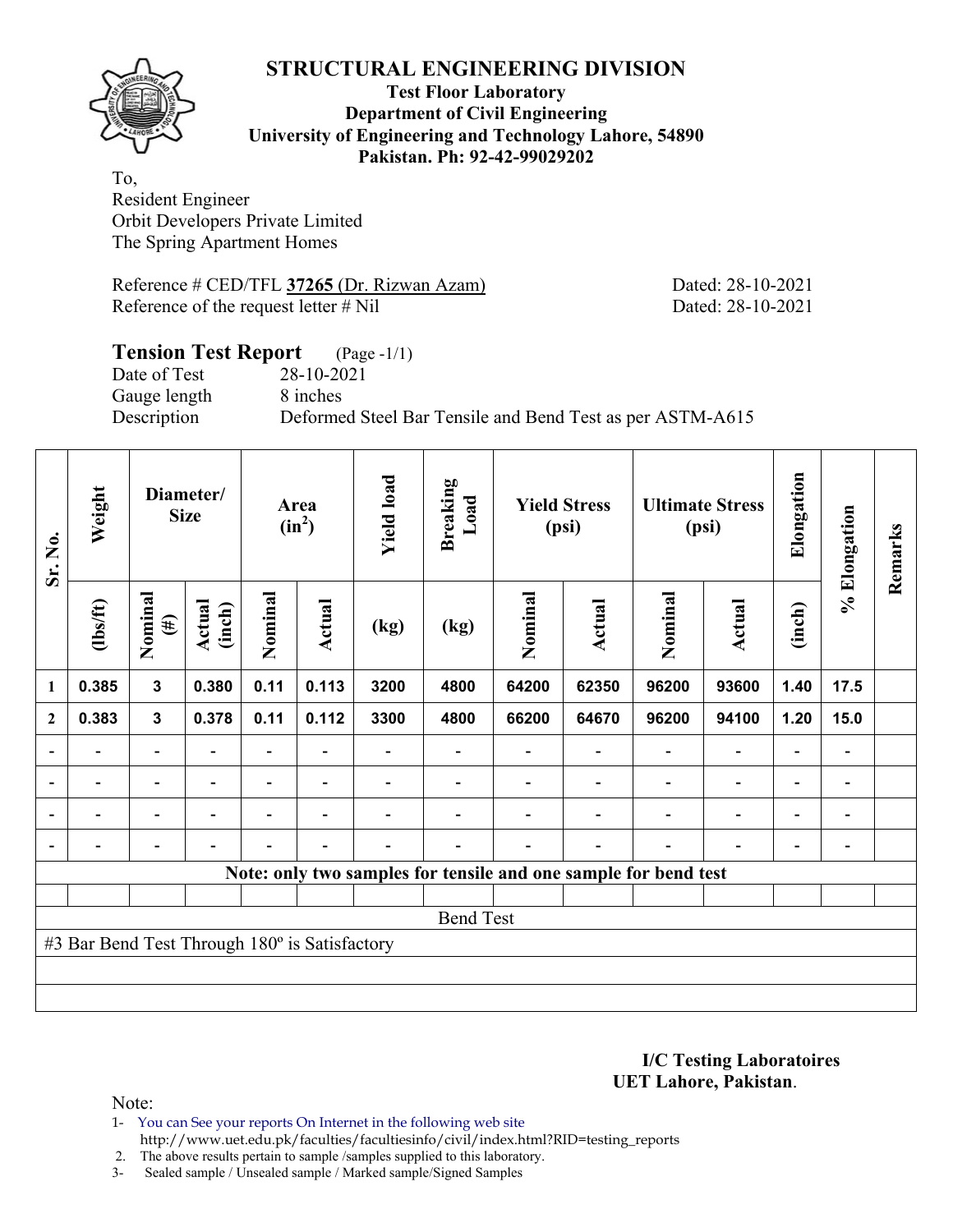# STRUCTURAL ENGINEERING DIVISION

**Test Floor Laboratory**
**Department of Civil Engineering**
**University of Engineering and Technology Lahore, 54890**
**Pakistan. Ph: 92-42-99029202**

To,
Resident Engineer
Orbit Developers Private Limited
The Spring Apartment Homes

Reference # CED/TFL **37265** (Dr. Rizwan Azam) Dated: 28-10-2021
Reference of the request letter # Nil Dated: 28-10-2021

## Tension Test Report (Page -1/1)

Date of Test 28-10-2021
Gauge length 8 inches
Description Deformed Steel Bar Tensile and Bend Test as per ASTM-A615

| Sr. No. | Weight | Diameter/ Size | | Area ($in^2$) | | Yield load | Breaking Load | Yield Stress (psi) | | Ultimate Stress (psi) | | Elongation | % Elongation | Remarks |
|---|---|---|---|---|---|---|---|---|---|---|---|---|---|---|
| | (lbs/ft) | Nominal (#) | Actual (inch) | Nominal | Actual | (kg) | (kg) | Nominal | Actual | Nominal | Actual | (inch) | | |
| 1 | 0.385 | 3 | 0.380 | 0.11 | 0.113 | 3200 | 4800 | 64200 | 62350 | 96200 | 93600 | 1.40 | 17.5 | |
| 2 | 0.383 | 3 | 0.378 | 0.11 | 0.112 | 3300 | 4800 | 66200 | 64670 | 96200 | 94100 | 1.20 | 15.0 | |
| - | - | - | - | - | - | - | - | - | - | - | - | - | - | |
| - | - | - | - | - | - | - | - | - | - | - | - | - | - | |
| - | - | - | - | - | - | - | - | - | - | - | - | - | - | |
| - | - | - | - | - | - | - | - | - | - | - | - | - | - | |

**Note: only two samples for tensile and one sample for bend test**

Bend Test

#3 Bar Bend Test Through 180º is Satisfactory

**I/C Testing Laboratoires**
**UET Lahore, Pakistan**.

Note:
1- You can See your reports On Internet in the following web site
http://www.uet.edu.pk/faculties/facultiesinfo/civil/index.html?RID=testing_reports
2. The above results pertain to sample /samples supplied to this laboratory.
3- Sealed sample / Unsealed sample / Marked sample/Signed Samples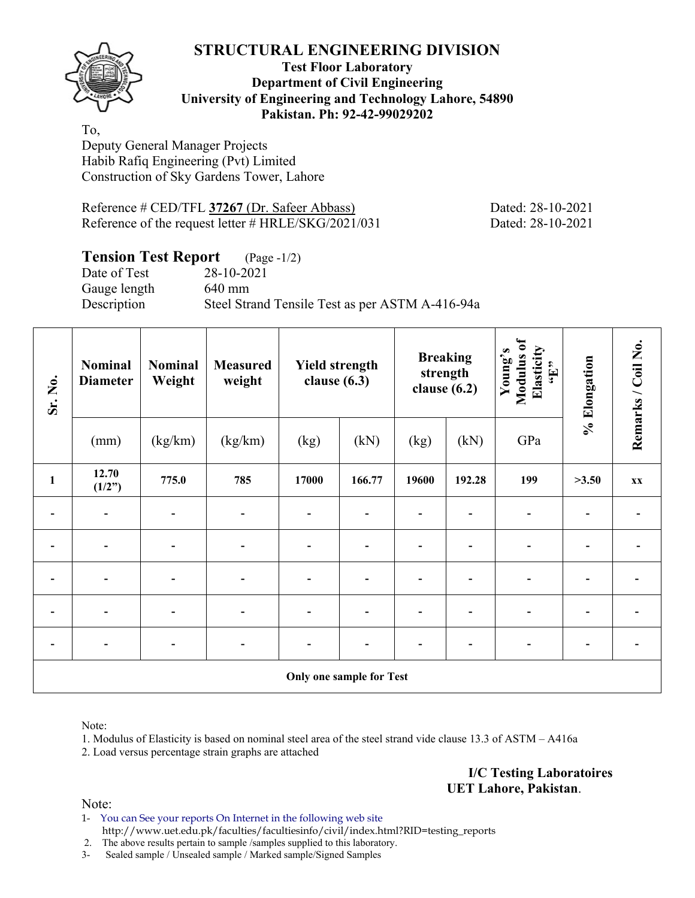# STRUCTURAL ENGINEERING DIVISION

**Test Floor Laboratory**
**Department of Civil Engineering**
**University of Engineering and Technology Lahore, 54890**
**Pakistan. Ph: 92-42-99029202**

To,
Deputy General Manager Projects
Habib Rafiq Engineering (Pvt) Limited
Construction of Sky Gardens Tower, Lahore

Reference # CED/TFL **37267** (Dr. Safeer Abbass) Dated: 28-10-2021
Reference of the request letter # HRLE/SKG/2021/031 Dated: 28-10-2021

## Tension Test Report (Page -1/2)

Date of Test 28-10-2021
Gauge length 640 mm
Description Steel Strand Tensile Test as per ASTM A-416-94a

| Sr. No. | Nominal Diameter | Nominal Weight | Measured weight | Yield strength clause (6.3) | | Breaking strength clause (6.2) | | Young's Modulus of Elasticity "E" | % Elongation | Remarks / Coil No. |
|---|---|---|---|---|---|---|---|---|---|---|
| | (mm) | (kg/km) | (kg/km) | (kg) | (kN) | (kg) | (kN) | GPa | | |
| 1 | 12.70 (1/2") | 775.0 | 785 | 17000 | 166.77 | 19600 | 192.28 | 199 | >3.50 | xx |
| - | - | - | - | - | - | - | - | - | - | - |
| - | - | - | - | - | - | - | - | - | - | - |
| - | - | - | - | - | - | - | - | - | - | - |
| - | - | - | - | - | - | - | - | - | - | - |
| - | - | - | - | - | - | - | - | - | - | - |
| **Only one sample for Test** | | | | | | | | | | |

Note:
1. Modulus of Elasticity is based on nominal steel area of the steel strand vide clause 13.3 of ASTM – A416a
2. Load versus percentage strain graphs are attached

**I/C Testing Laboratoires**
**UET Lahore, Pakistan**.

Note:
1- You can See your reports On Internet in the following web site
http://www.uet.edu.pk/faculties/facultiesinfo/civil/index.html?RID=testing_reports
2. The above results pertain to sample /samples supplied to this laboratory.
3- Sealed sample / Unsealed sample / Marked sample/Signed Samples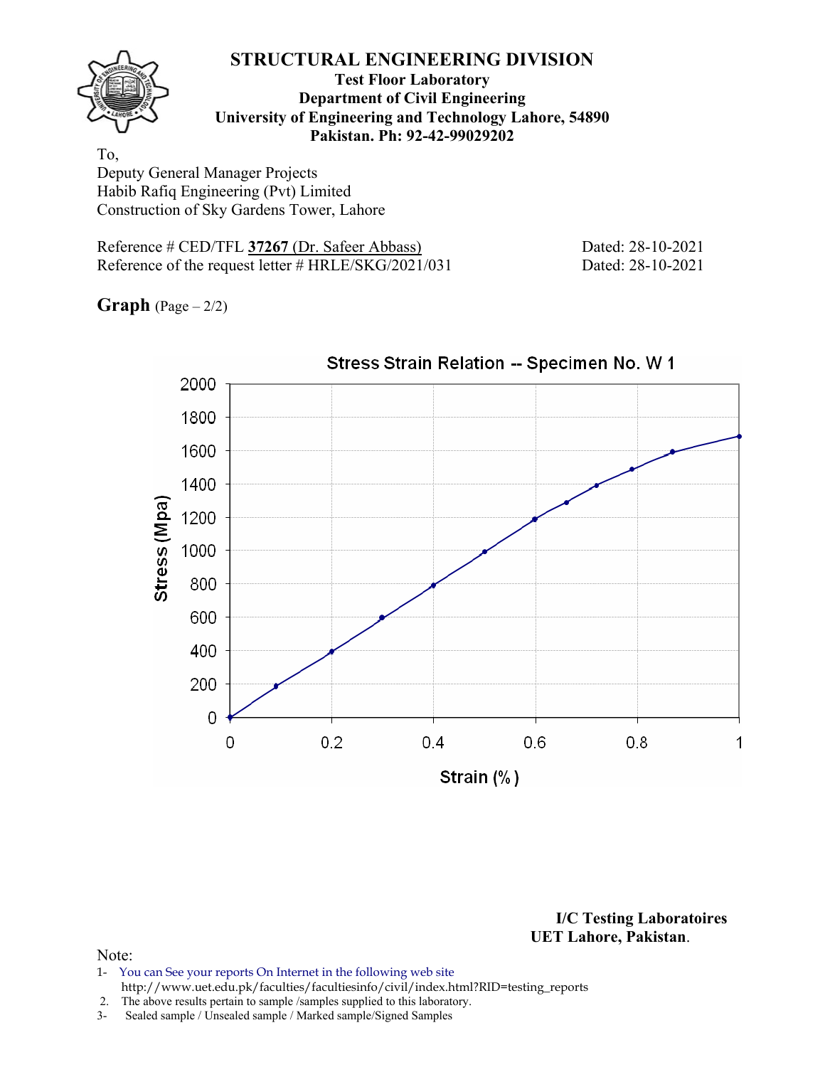# STRUCTURAL ENGINEERING DIVISION

**Test Floor Laboratory**
**Department of Civil Engineering**
**University of Engineering and Technology Lahore, 54890**
**Pakistan. Ph: 92-42-99029202**

To,
Deputy General Manager Projects
Habib Rafiq Engineering (Pvt) Limited
Construction of Sky Gardens Tower, Lahore

Reference # CED/TFL **37267** (Dr. Safeer Abbass) Dated: 28-10-2021
Reference of the request letter # HRLE/SKG/2021/031 Dated: 28-10-2021

**Graph** (Page – 2/2)

Stress Strain Relation -- Specimen No. W 1

Stress (Mpa)

Strain (%)

**I/C Testing Laboratoires**
**UET Lahore, Pakistan.**

Note:
1- You can See your reports On Internet in the following web site
http://www.uet.edu.pk/faculties/facultiesinfo/civil/index.html?RID=testing_reports
2. The above results pertain to sample /samples supplied to this laboratory.
3- Sealed sample / Unsealed sample / Marked sample/Signed Samples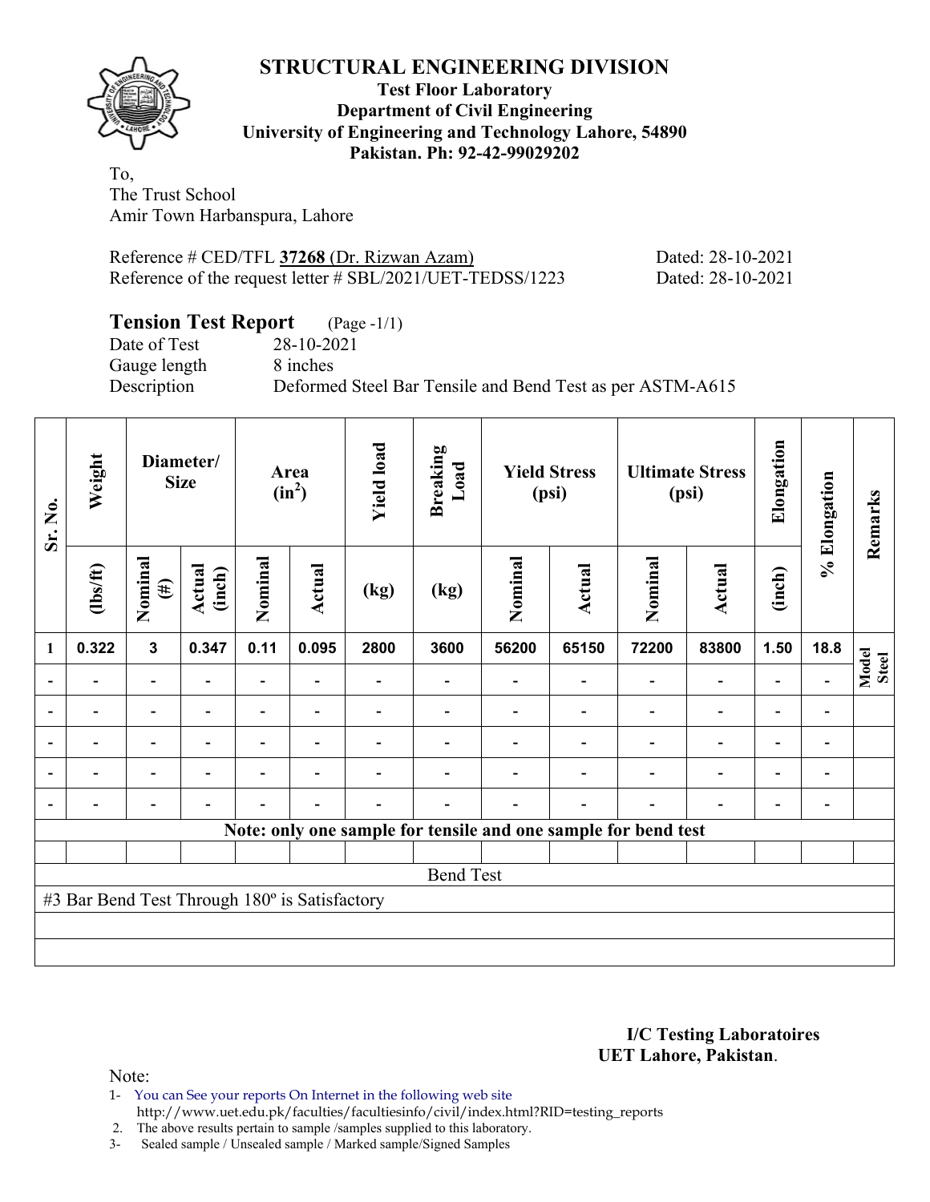# STRUCTURAL ENGINEERING DIVISION

**Test Floor Laboratory**
**Department of Civil Engineering**
**University of Engineering and Technology Lahore, 54890**
**Pakistan. Ph: 92-42-99029202**

To,
The Trust School
Amir Town Harbanspura, Lahore

Reference # CED/TFL **37268** (Dr. Rizwan Azam) Dated: 28-10-2021
Reference of the request letter # SBL/2021/UET-TEDSS/1223 Dated: 28-10-2021

## Tension Test Report (Page -1/1)

Date of Test 28-10-2021
Gauge length 8 inches
Description Deformed Steel Bar Tensile and Bend Test as per ASTM-A615

| Sr. No. | Weight | Diameter/ Size | | Area ($in^2$) | | Yield load | Breaking Load | Yield Stress (psi) | | Ultimate Stress (psi) | | Elongation | % Elongation | Remarks |
|---|---|---|---|---|---|---|---|---|---|---|---|---|---|---|
| | (lbs/ft) | Nominal (#) | Actual (inch) | Nominal | Actual | (kg) | (kg) | Nominal | Actual | Nominal | Actual | (inch) | | |
| 1 | 0.322 | 3 | 0.347 | 0.11 | 0.095 | 2800 | 3600 | 56200 | 65150 | 72200 | 83800 | 1.50 | 18.8 | Model Steel |
| - | - | - | - | - | - | - | - | - | - | - | - | - | - | |
| - | - | - | - | - | - | - | - | - | - | - | - | - | - | |
| - | - | - | - | - | - | - | - | - | - | - | - | - | - | |
| - | - | - | - | - | - | - | - | - | - | - | - | - | - | |
| - | - | - | - | - | - | - | - | - | - | - | - | - | - | |

**Note: only one sample for tensile and one sample for bend test**

Bend Test

#3 Bar Bend Test Through 180º is Satisfactory

**I/C Testing Laboratoires**
**UET Lahore, Pakistan**.

Note:

1- You can See your reports On Internet in the following web site
http://www.uet.edu.pk/faculties/facultiesinfo/civil/index.html?RID=testing_reports
2. The above results pertain to sample /samples supplied to this laboratory.
3- Sealed sample / Unsealed sample / Marked sample/Signed Samples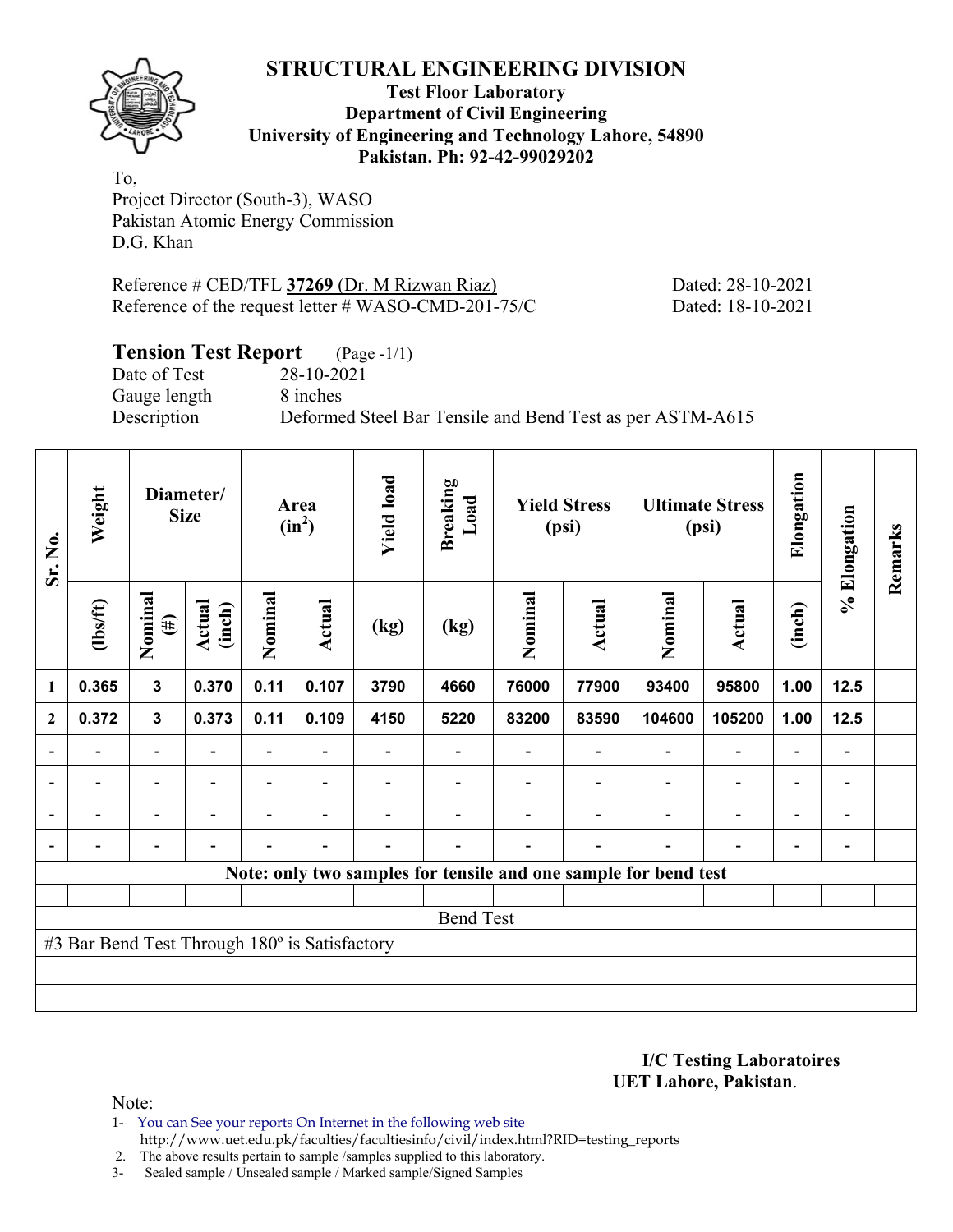# STRUCTURAL ENGINEERING DIVISION

**Test Floor Laboratory**
**Department of Civil Engineering**
**University of Engineering and Technology Lahore, 54890**
**Pakistan. Ph: 92-42-99029202**

To,
Project Director (South-3), WASO
Pakistan Atomic Energy Commission
D.G. Khan

Reference # CED/TFL **37269** (Dr. M Rizwan Riaz) Dated: 28-10-2021
Reference of the request letter # WASO-CMD-201-75/C Dated: 18-10-2021

## Tension Test Report (Page -1/1)

Date of Test 28-10-2021
Gauge length 8 inches
Description Deformed Steel Bar Tensile and Bend Test as per ASTM-A615

| Sr. No. | Weight | Diameter/ Size | | Area ($in^2$) | | Yield load | Breaking Load | Yield Stress (psi) | | Ultimate Stress (psi) | | Elongation | % Elongation | Remarks |
|---|---|---|---|---|---|---|---|---|---|---|---|---|---|---|
| | (lbs/ft) | Nominal (#) | Actual (inch) | Nominal | Actual | (kg) | (kg) | Nominal | Actual | Nominal | Actual | (inch) | | |
| 1 | 0.365 | 3 | 0.370 | 0.11 | 0.107 | 3790 | 4660 | 76000 | 77900 | 93400 | 95800 | 1.00 | 12.5 | |
| 2 | 0.372 | 3 | 0.373 | 0.11 | 0.109 | 4150 | 5220 | 83200 | 83590 | 104600 | 105200 | 1.00 | 12.5 | |
| - | - | - | - | - | - | - | - | - | - | - | - | - | - | |
| - | - | - | - | - | - | - | - | - | - | - | - | - | - | |
| - | - | - | - | - | - | - | - | - | - | - | - | - | - | |
| - | - | - | - | - | - | - | - | - | - | - | - | - | - | |

**Note: only two samples for tensile and one sample for bend test**

Bend Test

#3 Bar Bend Test Through 180º is Satisfactory

**I/C Testing Laboratoires**
**UET Lahore, Pakistan**.

Note:
1- You can See your reports On Internet in the following web site
http://www.uet.edu.pk/faculties/facultiesinfo/civil/index.html?RID=testing_reports
2. The above results pertain to sample /samples supplied to this laboratory.
3- Sealed sample / Unsealed sample / Marked sample/Signed Samples